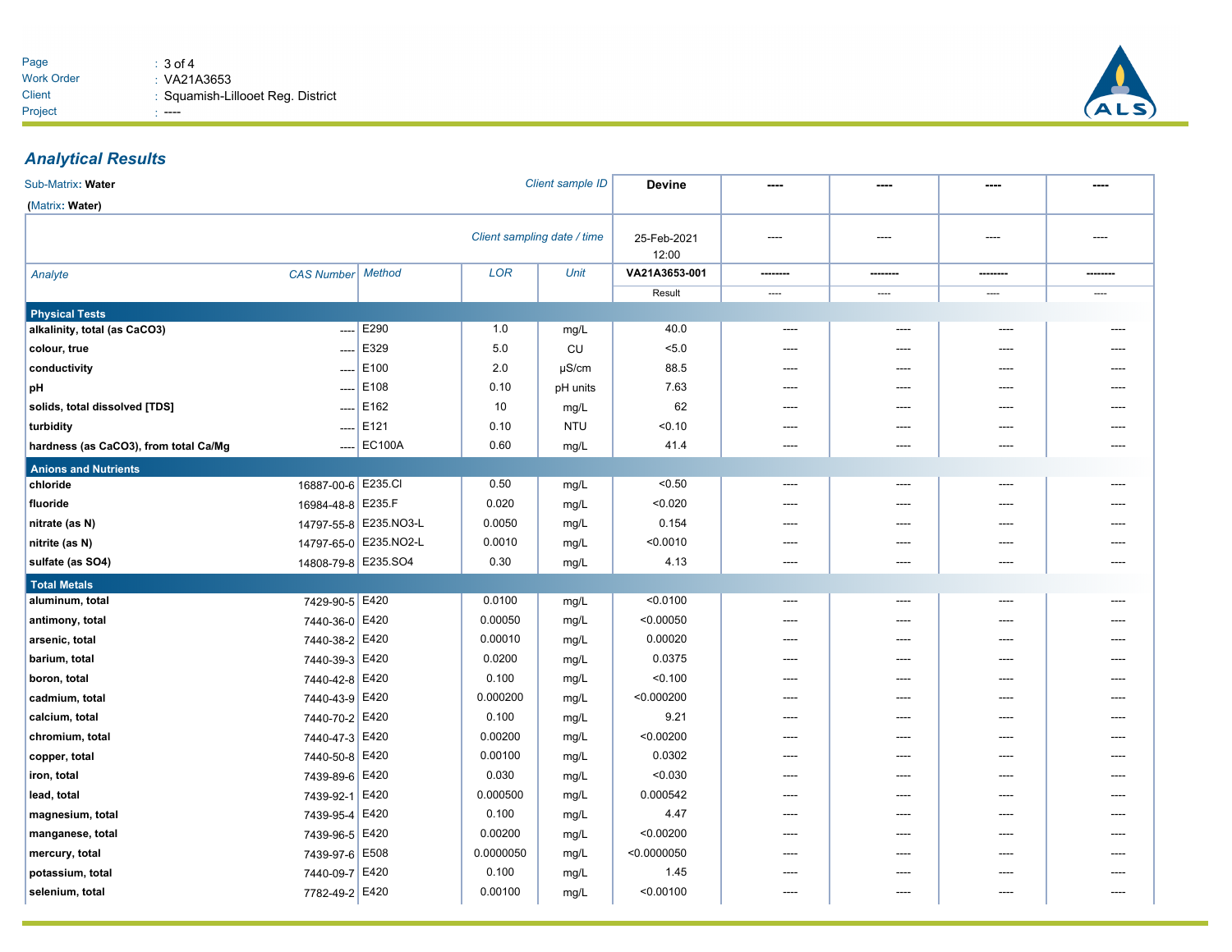| | |
|---|---|
| Work Order | : VA21A3653 |
| Client | : Squamish-Lillooet Reg. District |
| Project | : ---- |

## Analytical Results

| Sub-Matrix: **Water** (Matrix: **Water**) | | | | Client sample ID | **Devine** | ---- | ---- | ---- | ---- |
|---|---|---|---|---|---|---|---|---|---|
| | | | | Client sampling date / time | 25-Feb-2021 12:00 | ---- | ---- | ---- | ---- |
| *Analyte* | *CAS Number* | *Method* | *LOR* | *Unit* | **VA21A3653-001** | -------- | -------- | -------- | -------- |
| | | | | | Result | ---- | ---- | ---- | ---- |
| **Physical Tests** | | | | | | | | | |
| **alkalinity, total (as CaCO3)** | ---- | E290 | 1.0 | mg/L | 40.0 | ---- | ---- | ---- | ---- |
| **colour, true** | ---- | E329 | 5.0 | CU | <5.0 | ---- | ---- | ---- | ---- |
| **conductivity** | ---- | E100 | 2.0 | µS/cm | 88.5 | ---- | ---- | ---- | ---- |
| **pH** | ---- | E108 | 0.10 | pH units | 7.63 | ---- | ---- | ---- | ---- |
| **solids, total dissolved [TDS]** | ---- | E162 | 10 | mg/L | 62 | ---- | ---- | ---- | ---- |
| **turbidity** | ---- | E121 | 0.10 | NTU | <0.10 | ---- | ---- | ---- | ---- |
| **hardness (as CaCO3), from total Ca/Mg** | ---- | EC100A | 0.60 | mg/L | 41.4 | ---- | ---- | ---- | ---- |
| **Anions and Nutrients** | | | | | | | | | |
| **chloride** | 16887-00-6 | E235.Cl | 0.50 | mg/L | <0.50 | ---- | ---- | ---- | ---- |
| **fluoride** | 16984-48-8 | E235.F | 0.020 | mg/L | <0.020 | ---- | ---- | ---- | ---- |
| **nitrate (as N)** | 14797-55-8 | E235.NO3-L | 0.0050 | mg/L | 0.154 | ---- | ---- | ---- | ---- |
| **nitrite (as N)** | 14797-65-0 | E235.NO2-L | 0.0010 | mg/L | <0.0010 | ---- | ---- | ---- | ---- |
| **sulfate (as SO4)** | 14808-79-8 | E235.SO4 | 0.30 | mg/L | 4.13 | ---- | ---- | ---- | ---- |
| **Total Metals** | | | | | | | | | |
| **aluminum, total** | 7429-90-5 | E420 | 0.0100 | mg/L | <0.0100 | ---- | ---- | ---- | ---- |
| **antimony, total** | 7440-36-0 | E420 | 0.00050 | mg/L | <0.00050 | ---- | ---- | ---- | ---- |
| **arsenic, total** | 7440-38-2 | E420 | 0.00010 | mg/L | 0.00020 | ---- | ---- | ---- | ---- |
| **barium, total** | 7440-39-3 | E420 | 0.0200 | mg/L | 0.0375 | ---- | ---- | ---- | ---- |
| **boron, total** | 7440-42-8 | E420 | 0.100 | mg/L | <0.100 | ---- | ---- | ---- | ---- |
| **cadmium, total** | 7440-43-9 | E420 | 0.000200 | mg/L | <0.000200 | ---- | ---- | ---- | ---- |
| **calcium, total** | 7440-70-2 | E420 | 0.100 | mg/L | 9.21 | ---- | ---- | ---- | ---- |
| **chromium, total** | 7440-47-3 | E420 | 0.00200 | mg/L | <0.00200 | ---- | ---- | ---- | ---- |
| **copper, total** | 7440-50-8 | E420 | 0.00100 | mg/L | 0.0302 | ---- | ---- | ---- | ---- |
| **iron, total** | 7439-89-6 | E420 | 0.030 | mg/L | <0.030 | ---- | ---- | ---- | ---- |
| **lead, total** | 7439-92-1 | E420 | 0.000500 | mg/L | 0.000542 | ---- | ---- | ---- | ---- |
| **magnesium, total** | 7439-95-4 | E420 | 0.100 | mg/L | 4.47 | ---- | ---- | ---- | ---- |
| **manganese, total** | 7439-96-5 | E420 | 0.00200 | mg/L | <0.00200 | ---- | ---- | ---- | ---- |
| **mercury, total** | 7439-97-6 | E508 | 0.0000050 | mg/L | <0.0000050 | ---- | ---- | ---- | ---- |
| **potassium, total** | 7440-09-7 | E420 | 0.100 | mg/L | 1.45 | ---- | ---- | ---- | ---- |
| **selenium, total** | 7782-49-2 | E420 | 0.00100 | mg/L | <0.00100 | ---- | ---- | ---- | ---- |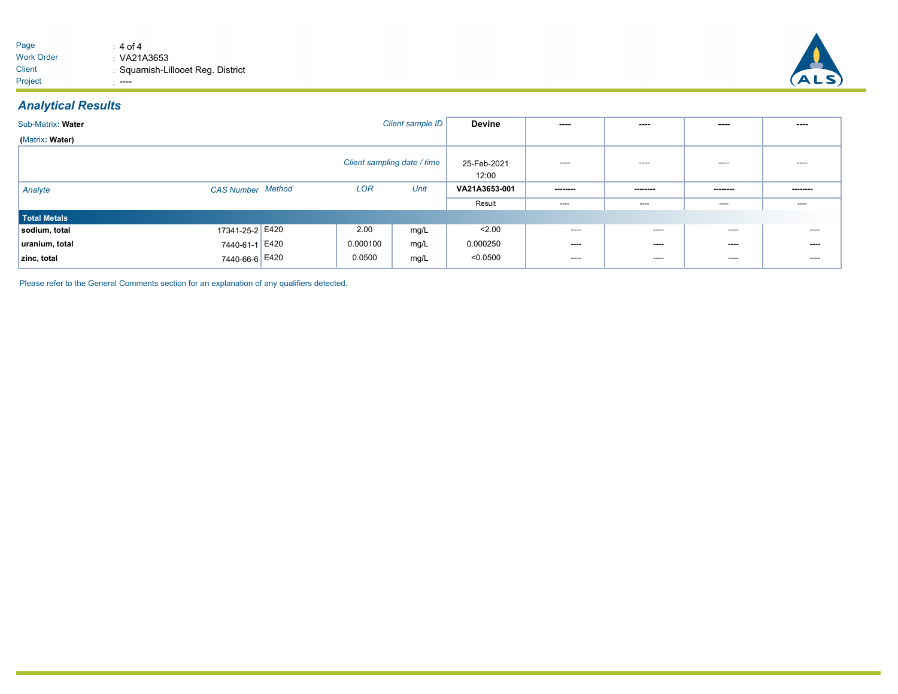Page : 4 of 4
Work Order : VA21A3653
Client : Squamish-Lillooet Reg. District
Project : ----

## *Analytical Results*

| Sub-Matrix: **Water** (Matrix: **Water**) | | | | Client sample ID | **Devine** | **----** | **----** | **----** | **----** |
|---|---|---|---|---|---|---|---|---|---|
| | | | | Client sampling date / time | 25-Feb-2021 12:00 | ---- | ---- | ---- | ---- |
| *Analyte* | *CAS Number* | *Method* | *LOR* | *Unit* | **VA21A3653-001** | -------- | -------- | -------- | -------- |
| | | | | | Result | ---- | ---- | ---- | ---- |
| **Total Metals** | | | | | | | | | |
| **sodium, total** | 17341-25-2 | E420 | 2.00 | mg/L | <2.00 | ---- | ---- | ---- | ---- |
| **uranium, total** | 7440-61-1 | E420 | 0.000100 | mg/L | 0.000250 | ---- | ---- | ---- | ---- |
| **zinc, total** | 7440-66-6 | E420 | 0.0500 | mg/L | <0.0500 | ---- | ---- | ---- | ---- |

Please refer to the General Comments section for an explanation of any qualifiers detected.